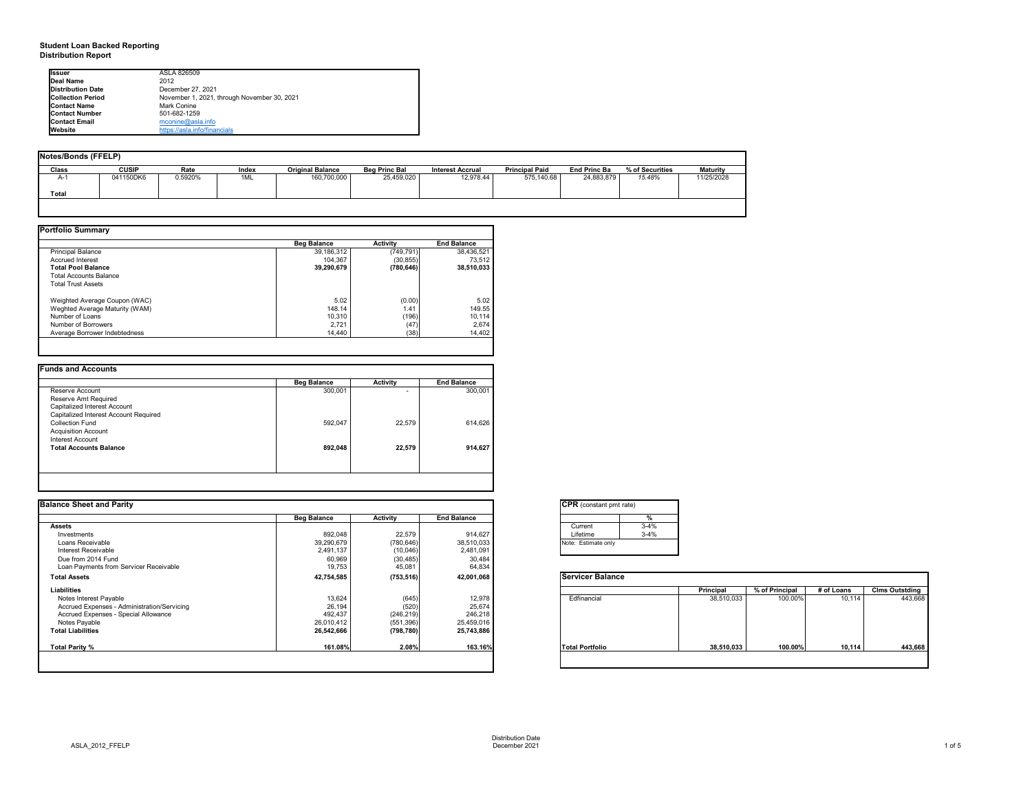# Student Loan Backed Reporting
## Distribution Report

| | |
|---|---|
| **Issuer** | ASLA 826509 |
| **Deal Name** | 2012 |
| **Distribution Date** | December 27, 2021 |
| **Collection Period** | November 1, 2021, through November 30, 2021 |
| **Contact Name** | Mark Conine |
| **Contact Number** | 501-682-1259 |
| **Contact Email** | mconine@asla.info |
| **Website** | https://asla.info/financials |

## Notes/Bonds (FFELP)

| Class | CUSIP | Rate | Index | Original Balance | Beg Princ Bal | Interest Accrual | Principal Paid | End Princ Ba | % of Securities | Maturity |
|---|---|---|---|---|---|---|---|---|---|---|
| A-1 | 041150DK6 | 0.5920% | 1ML | 160,700,000 | 25,459,020 | 12,978.44 | 575,140.68 | 24,883,879 | *15.48%* | 11/25/2028 |
| **Total** | | | | | | | | | | |

## Portfolio Summary

| | Beg Balance | Activity | End Balance |
|---|---|---|---|
| Principal Balance | 39,186,312 | (749,791) | 38,436,521 |
| Accrued Interest | 104,367 | (30,855) | 73,512 |
| **Total Pool Balance** | **39,290,679** | **(780,646)** | **38,510,033** |
| Total Accounts Balance | | | |
| Total Trust Assets | | | |
| | | | |
| Weighted Average Coupon (WAC) | 5.02 | (0.00) | 5.02 |
| Weghted Average Maturity (WAM) | 148.14 | 1.41 | 149.55 |
| Number of Loans | 10,310 | (196) | 10,114 |
| Number of Borrowers | 2,721 | (47) | 2,674 |
| Average Borrower Indebtedness | 14,440 | (38) | 14,402 |

## Funds and Accounts

| | Beg Balance | Activity | End Balance |
|---|---|---|---|
| Reserve Account | 300,001 | - | 300,001 |
| Reserve Amt Required | | | |
| Capitalized Interest Account | | | |
| Capitalized Interest Account Required | | | |
| Collection Fund | 592,047 | 22,579 | 614,626 |
| Acquisition Account | | | |
| Interest Account | | | |
| **Total Accounts Balance** | **892,048** | **22,579** | **914,627** |

## Balance Sheet and Parity

| | Beg Balance | Activity | End Balance |
|---|---|---|---|
| **Assets** | | | |
| Investments | 892,048 | 22,579 | 914,627 |
| Loans Receivable | 39,290,679 | (780,646) | 38,510,033 |
| Interest Receivable | 2,491,137 | (10,046) | 2,481,091 |
| Due from 2014 Fund | 60,969 | (30,485) | 30,484 |
| Loan Payments from Servicer Receivable | 19,753 | 45,081 | 64,834 |
| **Total Assets** | **42,754,585** | **(753,516)** | **42,001,068** |
| **Liabilities** | | | |
| Notes Interest Payable | 13,624 | (645) | 12,978 |
| Accrued Expenses - Administration/Servicing | 26,194 | (520) | 25,674 |
| Accrued Expenses - Special Allowance | 492,437 | (246,219) | 246,218 |
| Notes Payable | 26,010,412 | (551,396) | 25,459,016 |
| **Total Liabilities** | **26,542,666** | **(798,780)** | **25,743,886** |
| | | | |
| **Total Parity %** | **161.08%** | **2.08%** | **163.16%** |

## CPR (constant pmt rate)

| | % |
|---|---|
| Current | 3-4% |
| Lifetime | 3-4% |

Note: Estimate only

## Servicer Balance

| | Principal | % of Principal | # of Loans | Clms Outstding |
|---|---|---|---|---|
| Edfinancial | 38,510,033 | 100.00% | 10,114 | 443,668 |
| **Total Portfolio** | **38,510,033** | **100.00%** | **10,114** | **443,668** |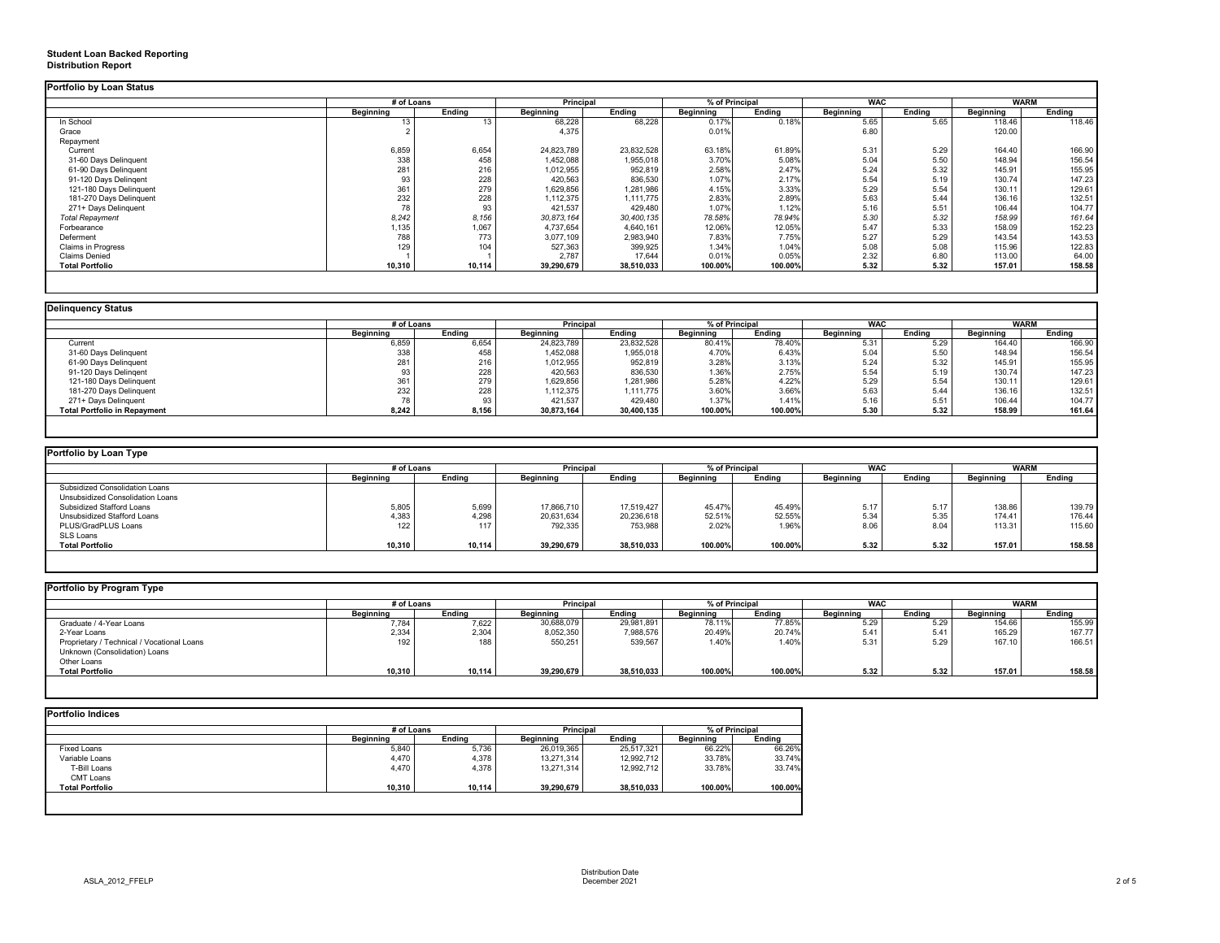**Student Loan Backed Reporting**
**Distribution Report**

## Portfolio by Loan Status

| | # of Loans | | Principal | | % of Principal | | WAC | | WARM | |
|---|---|---|---|---|---|---|---|---|---|---|
| | Beginning | Ending | Beginning | Ending | Beginning | Ending | Beginning | Ending | Beginning | Ending |
| In School | 13 | 13 | 68,228 | 68,228 | 0.17% | 0.18% | 5.65 | 5.65 | 118.46 | 118.46 |
| Grace | 2 | | 4,375 | | 0.01% | | 6.80 | | 120.00 | |
| Repayment | | | | | | | | | | |
| Current | 6,859 | 6,654 | 24,823,789 | 23,832,528 | 63.18% | 61.89% | 5.31 | 5.29 | 164.40 | 166.90 |
| 31-60 Days Delinquent | 338 | 458 | 1,452,088 | 1,955,018 | 3.70% | 5.08% | 5.04 | 5.50 | 148.94 | 156.54 |
| 61-90 Days Delinquent | 281 | 216 | 1,012,955 | 952,819 | 2.58% | 2.47% | 5.24 | 5.32 | 145.91 | 155.95 |
| 91-120 Days Delingent | 93 | 228 | 420,563 | 836,530 | 1.07% | 2.17% | 5.54 | 5.19 | 130.74 | 147.23 |
| 121-180 Days Delinquent | 361 | 279 | 1,629,856 | 1,281,986 | 4.15% | 3.33% | 5.29 | 5.54 | 130.11 | 129.61 |
| 181-270 Days Delinquent | 232 | 228 | 1,112,375 | 1,111,775 | 2.83% | 2.89% | 5.63 | 5.44 | 136.16 | 132.51 |
| 271+ Days Delinquent | 78 | 93 | 421,537 | 429,480 | 1.07% | 1.12% | 5.16 | 5.51 | 106.44 | 104.77 |
| *Total Repayment* | *8,242* | *8,156* | *30,873,164* | *30,400,135* | *78.58%* | *78.94%* | *5.30* | *5.32* | *158.99* | *161.64* |
| Forbearance | 1,135 | 1,067 | 4,737,654 | 4,640,161 | 12.06% | 12.05% | 5.47 | 5.33 | 158.09 | 152.23 |
| Deferment | 788 | 773 | 3,077,109 | 2,983,940 | 7.83% | 7.75% | 5.27 | 5.29 | 143.54 | 143.53 |
| Claims in Progress | 129 | 104 | 527,363 | 399,925 | 1.34% | 1.04% | 5.08 | 5.08 | 115.96 | 122.83 |
| Claims Denied | 1 | 1 | 2,787 | 17,644 | 0.01% | 0.05% | 2.32 | 6.80 | 113.00 | 64.00 |
| **Total Portfolio** | **10,310** | **10,114** | **39,290,679** | **38,510,033** | **100.00%** | **100.00%** | **5.32** | **5.32** | **157.01** | **158.58** |

## Delinquency Status

| | # of Loans | | Principal | | % of Principal | | WAC | | WARM | |
|---|---|---|---|---|---|---|---|---|---|---|
| | Beginning | Ending | Beginning | Ending | Beginning | Ending | Beginning | Ending | Beginning | Ending |
| Current | 6,859 | 6,654 | 24,823,789 | 23,832,528 | 80.41% | 78.40% | 5.31 | 5.29 | 164.40 | 166.90 |
| 31-60 Days Delinquent | 338 | 458 | 1,452,088 | 1,955,018 | 4.70% | 6.43% | 5.04 | 5.50 | 148.94 | 156.54 |
| 61-90 Days Delinquent | 281 | 216 | 1,012,955 | 952,819 | 3.28% | 3.13% | 5.24 | 5.32 | 145.91 | 155.95 |
| 91-120 Days Delingent | 93 | 228 | 420,563 | 836,530 | 1.36% | 2.75% | 5.54 | 5.19 | 130.74 | 147.23 |
| 121-180 Days Delinquent | 361 | 279 | 1,629,856 | 1,281,986 | 5.28% | 4.22% | 5.29 | 5.54 | 130.11 | 129.61 |
| 181-270 Days Delinquent | 232 | 228 | 1,112,375 | 1,111,775 | 3.60% | 3.66% | 5.63 | 5.44 | 136.16 | 132.51 |
| 271+ Days Delinquent | 78 | 93 | 421,537 | 429,480 | 1.37% | 1.41% | 5.16 | 5.51 | 106.44 | 104.77 |
| **Total Portfolio in Repayment** | **8,242** | **8,156** | **30,873,164** | **30,400,135** | **100.00%** | **100.00%** | **5.30** | **5.32** | **158.99** | **161.64** |

## Portfolio by Loan Type

| | # of Loans | | Principal | | % of Principal | | WAC | | WARM | |
|---|---|---|---|---|---|---|---|---|---|---|
| | Beginning | Ending | Beginning | Ending | Beginning | Ending | Beginning | Ending | Beginning | Ending |
| Subsidized Consolidation Loans | | | | | | | | | | |
| Unsubsidized Consolidation Loans | | | | | | | | | | |
| Subsidized Stafford Loans | 5,805 | 5,699 | 17,866,710 | 17,519,427 | 45.47% | 45.49% | 5.17 | 5.17 | 138.86 | 139.79 |
| Unsubsidized Stafford Loans | 4,383 | 4,298 | 20,631,634 | 20,236,618 | 52.51% | 52.55% | 5.34 | 5.35 | 174.41 | 176.44 |
| PLUS/GradPLUS Loans | 122 | 117 | 792,335 | 753,988 | 2.02% | 1.96% | 8.06 | 8.04 | 113.31 | 115.60 |
| SLS Loans | | | | | | | | | | |
| **Total Portfolio** | **10,310** | **10,114** | **39,290,679** | **38,510,033** | **100.00%** | **100.00%** | **5.32** | **5.32** | **157.01** | **158.58** |

## Portfolio by Program Type

| | # of Loans | | Principal | | % of Principal | | WAC | | WARM | |
|---|---|---|---|---|---|---|---|---|---|---|
| | Beginning | Ending | Beginning | Ending | Beginning | Ending | Beginning | Ending | Beginning | Ending |
| Graduate / 4-Year Loans | 7,784 | 7,622 | 30,688,079 | 29,981,891 | 78.11% | 77.85% | 5.29 | 5.29 | 154.66 | 155.99 |
| 2-Year Loans | 2,334 | 2,304 | 8,052,350 | 7,988,576 | 20.49% | 20.74% | 5.41 | 5.41 | 165.29 | 167.77 |
| Proprietary / Technical / Vocational Loans | 192 | 188 | 550,251 | 539,567 | 1.40% | 1.40% | 5.31 | 5.29 | 167.10 | 166.51 |
| Unknown (Consolidation) Loans | | | | | | | | | | |
| Other Loans | | | | | | | | | | |
| **Total Portfolio** | **10,310** | **10,114** | **39,290,679** | **38,510,033** | **100.00%** | **100.00%** | **5.32** | **5.32** | **157.01** | **158.58** |

## Portfolio Indices

| | # of Loans | | Principal | | % of Principal | |
|---|---|---|---|---|---|---|
| | Beginning | Ending | Beginning | Ending | Beginning | Ending |
| Fixed Loans | 5,840 | 5,736 | 26,019,365 | 25,517,321 | 66.22% | 66.26% |
| Variable Loans | 4,470 | 4,378 | 13,271,314 | 12,992,712 | 33.78% | 33.74% |
| T-Bill Loans | 4,470 | 4,378 | 13,271,314 | 12,992,712 | 33.78% | 33.74% |
| CMT Loans | | | | | | |
| **Total Portfolio** | **10,310** | **10,114** | **39,290,679** | **38,510,033** | **100.00%** | **100.00%** |

ASLA_2012_FFELP

Distribution Date
December 2021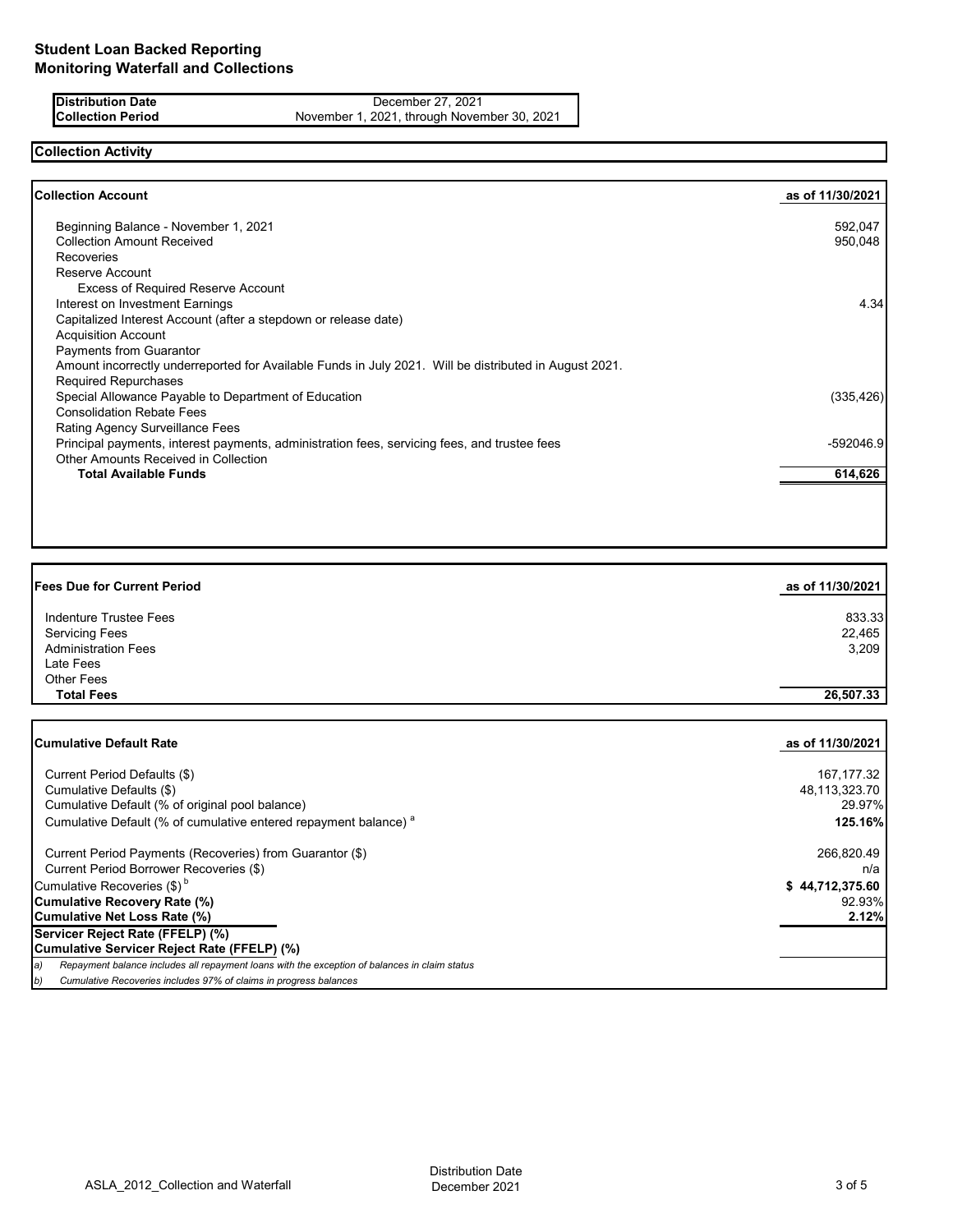# Student Loan Backed Reporting
## Monitoring Waterfall and Collections

| | |
|---|---|
| **Distribution Date** | December 27, 2021 |
| **Collection Period** | November 1, 2021, through November 30, 2021 |

## Collection Activity

| **Collection Account** | **as of 11/30/2021** |
|---|---|
| Beginning Balance - November 1, 2021 | 592,047 |
| Collection Amount Received | 950,048 |
| Recoveries | |
| Reserve Account | |
| Excess of Required Reserve Account | |
| Interest on Investment Earnings | 4.34 |
| Capitalized Interest Account (after a stepdown or release date) | |
| Acquisition Account | |
| Payments from Guarantor | |
| Amount incorrectly underreported for Available Funds in July 2021. Will be distributed in August 2021. | |
| Required Repurchases | |
| Special Allowance Payable to Department of Education | (335,426) |
| Consolidation Rebate Fees | |
| Rating Agency Surveillance Fees | |
| Principal payments, interest payments, administration fees, servicing fees, and trustee fees | -592046.9 |
| Other Amounts Received in Collection | |
| **Total Available Funds** | **614,626** |

| **Fees Due for Current Period** | **as of 11/30/2021** |
|---|---|
| Indenture Trustee Fees | 833.33 |
| Servicing Fees | 22,465 |
| Administration Fees | 3,209 |
| Late Fees | |
| Other Fees | |
| **Total Fees** | **26,507.33** |

| **Cumulative Default Rate** | **as of 11/30/2021** |
|---|---|
| Current Period Defaults ($) | 167,177.32 |
| Cumulative Defaults ($) | 48,113,323.70 |
| Cumulative Default (% of original pool balance) | 29.97% |
| Cumulative Default (% of cumulative entered repayment balance) [a] | **125.16%** |
| Current Period Payments (Recoveries) from Guarantor ($) | 266,820.49 |
| Current Period Borrower Recoveries ($) | n/a |
| Cumulative Recoveries ($) [b] | **$ 44,712,375.60** |
| **Cumulative Recovery Rate (%)** | 92.93% |
| **Cumulative Net Loss Rate (%)** | **2.12%** |
| **Servicer Reject Rate (FFELP) (%)** | |
| **Cumulative Servicer Reject Rate (FFELP) (%)** | |

*a) Repayment balance includes all repayment loans with the exception of balances in claim status*

*b) Cumulative Recoveries includes 97% of claims in progress balances*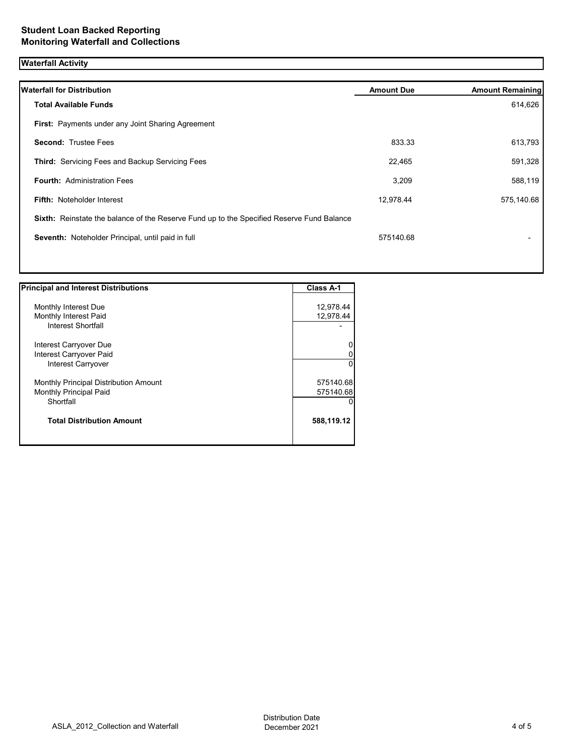**Student Loan Backed Reporting**
**Monitoring Waterfall and Collections**

## Waterfall Activity

| Waterfall for Distribution | Amount Due | Amount Remaining |
|---|---|---|
| **Total Available Funds** | | 614,626 |
| **First:** Payments under any Joint Sharing Agreement | | |
| **Second:** Trustee Fees | 833.33 | 613,793 |
| **Third:** Servicing Fees and Backup Servicing Fees | 22,465 | 591,328 |
| **Fourth:** Administration Fees | 3,209 | 588,119 |
| **Fifth:** Noteholder Interest | 12,978.44 | 575,140.68 |
| **Sixth:** Reinstate the balance of the Reserve Fund up to the Specified Reserve Fund Balance | | |
| **Seventh:** Noteholder Principal, until paid in full | 575140.68 | - |

| Principal and Interest Distributions | Class A-1 |
|---|---|
| Monthly Interest Due | 12,978.44 |
| Monthly Interest Paid | 12,978.44 |
| Interest Shortfall | - |
| Interest Carryover Due | 0 |
| Interest Carryover Paid | 0 |
| Interest Carryover | 0 |
| Monthly Principal Distribution Amount | 575140.68 |
| Monthly Principal Paid | 575140.68 |
| Shortfall | 0 |
| **Total Distribution Amount** | **588,119.12** |

ASLA_2012_Collection and Waterfall

Distribution Date
December 2021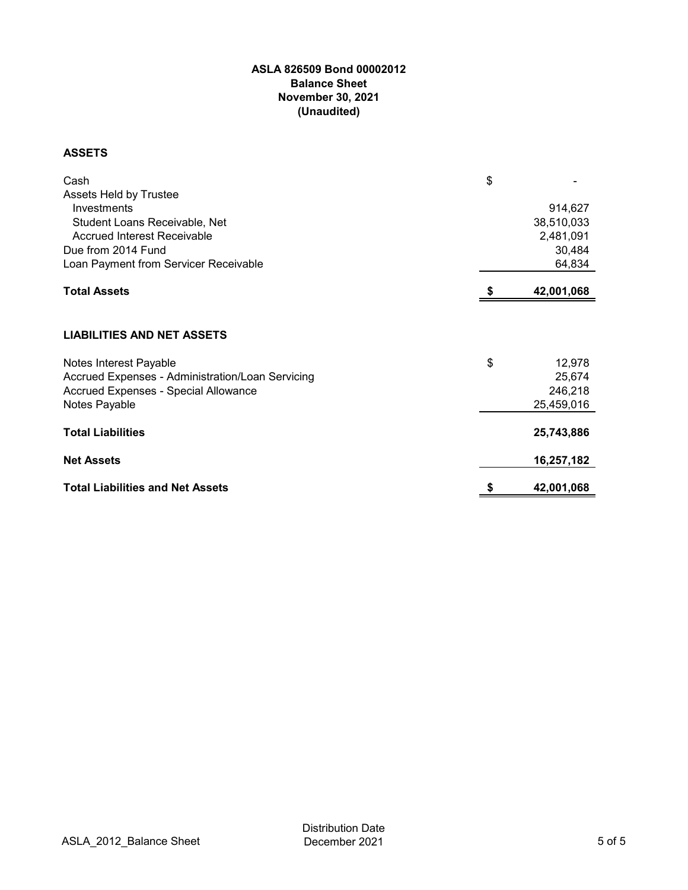**ASLA 826509 Bond 00002012**
**Balance Sheet**
**November 30, 2021**
**(Unaudited)**

## ASSETS

| | | |
|---|---|---|
| Cash | $ | - |
| Assets Held by Trustee | | |
| Investments | | 914,627 |
| Student Loans Receivable, Net | | 38,510,033 |
| Accrued Interest Receivable | | 2,481,091 |
| Due from 2014 Fund | | 30,484 |
| Loan Payment from Servicer Receivable | | 64,834 |
| **Total Assets** | **$** | **42,001,068** |

## LIABILITIES AND NET ASSETS

| | | |
|---|---|---|
| Notes Interest Payable | $ | 12,978 |
| Accrued Expenses - Administration/Loan Servicing | | 25,674 |
| Accrued Expenses - Special Allowance | | 246,218 |
| Notes Payable | | 25,459,016 |
| **Total Liabilities** | | **25,743,886** |
| **Net Assets** | | **16,257,182** |
| **Total Liabilities and Net Assets** | **$** | **42,001,068** |

ASLA_2012_Balance Sheet

Distribution Date
December 2021